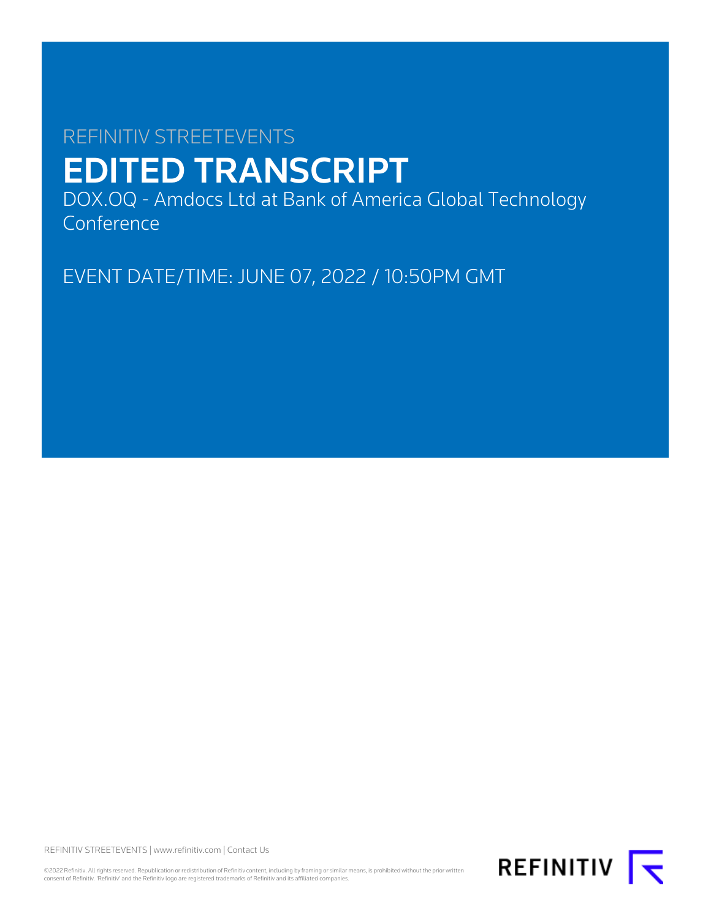REFINITIV STREETEVENTS

# EDITED TRANSCRIPT

DOX.OQ - Amdocs Ltd at Bank of America Global Technology Conference

EVENT DATE/TIME: JUNE 07, 2022 / 10:50PM GMT

REFINITIV STREETEVENTS | www.refinitiv.com | Contact Us

©2022 Refinitiv. All rights reserved. Republication or redistribution of Refinitiv content, including by framing or similar means, is prohibited without the prior written consent of Refinitiv. 'Refinitiv' and the Refinitiv logo are registered trademarks of Refinitiv and its affiliated companies.

REFINITIV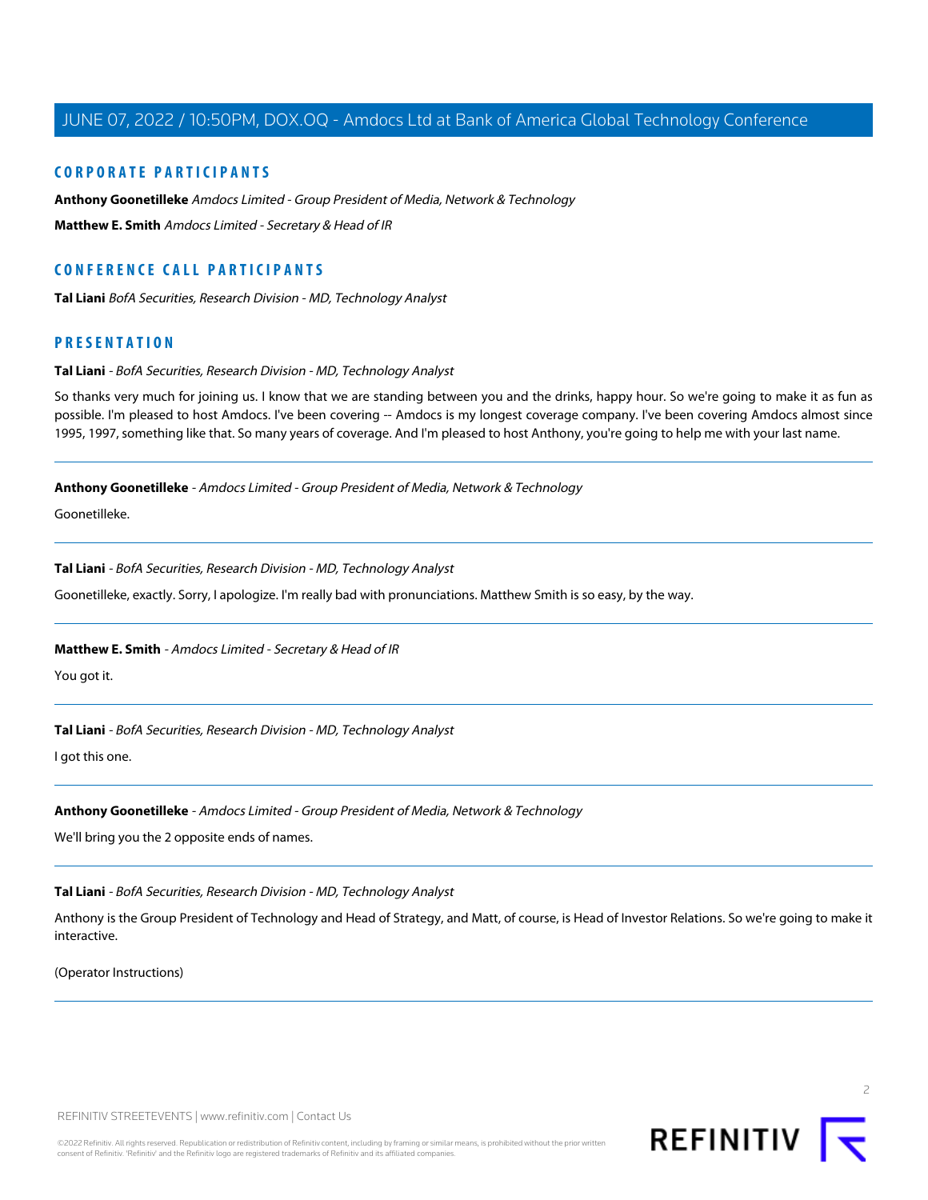## CORPORATE PARTICIPANTS

**Anthony Goonetilleke** *Amdocs Limited - Group President of Media, Network & Technology*

**Matthew E. Smith** *Amdocs Limited - Secretary & Head of IR*

## CONFERENCE CALL PARTICIPANTS

**Tal Liani** *BofA Securities, Research Division - MD, Technology Analyst*

## PRESENTATION

**Tal Liani** - *BofA Securities, Research Division - MD, Technology Analyst*

So thanks very much for joining us. I know that we are standing between you and the drinks, happy hour. So we're going to make it as fun as possible. I'm pleased to host Amdocs. I've been covering -- Amdocs is my longest coverage company. I've been covering Amdocs almost since 1995, 1997, something like that. So many years of coverage. And I'm pleased to host Anthony, you're going to help me with your last name.

---

**Anthony Goonetilleke** - *Amdocs Limited - Group President of Media, Network & Technology*

Goonetilleke.

---

**Tal Liani** - *BofA Securities, Research Division - MD, Technology Analyst*

Goonetilleke, exactly. Sorry, I apologize. I'm really bad with pronunciations. Matthew Smith is so easy, by the way.

---

**Matthew E. Smith** - *Amdocs Limited - Secretary & Head of IR*

You got it.

---

**Tal Liani** - *BofA Securities, Research Division - MD, Technology Analyst*

I got this one.

---

**Anthony Goonetilleke** - *Amdocs Limited - Group President of Media, Network & Technology*

We'll bring you the 2 opposite ends of names.

---

**Tal Liani** - *BofA Securities, Research Division - MD, Technology Analyst*

Anthony is the Group President of Technology and Head of Strategy, and Matt, of course, is Head of Investor Relations. So we're going to make it interactive.

(Operator Instructions)

---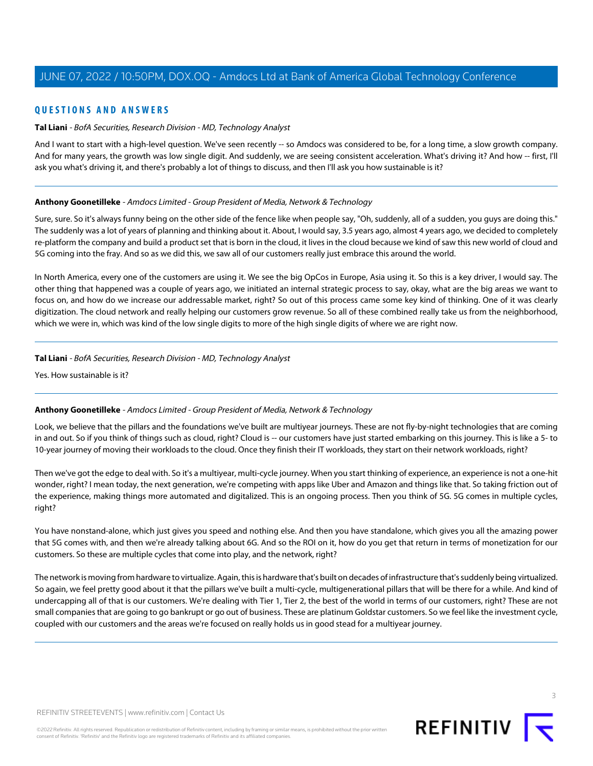## QUESTIONS AND ANSWERS

**Tal Liani** - *BofA Securities, Research Division - MD, Technology Analyst*

And I want to start with a high-level question. We've seen recently -- so Amdocs was considered to be, for a long time, a slow growth company. And for many years, the growth was low single digit. And suddenly, we are seeing consistent acceleration. What's driving it? And how -- first, I'll ask you what's driving it, and there's probably a lot of things to discuss, and then I'll ask you how sustainable is it?

---

**Anthony Goonetilleke** - *Amdocs Limited - Group President of Media, Network & Technology*

Sure, sure. So it's always funny being on the other side of the fence like when people say, "Oh, suddenly, all of a sudden, you guys are doing this." The suddenly was a lot of years of planning and thinking about it. About, I would say, 3.5 years ago, almost 4 years ago, we decided to completely re-platform the company and build a product set that is born in the cloud, it lives in the cloud because we kind of saw this new world of cloud and 5G coming into the fray. And so as we did this, we saw all of our customers really just embrace this around the world.

In North America, every one of the customers are using it. We see the big OpCos in Europe, Asia using it. So this is a key driver, I would say. The other thing that happened was a couple of years ago, we initiated an internal strategic process to say, okay, what are the big areas we want to focus on, and how do we increase our addressable market, right? So out of this process came some key kind of thinking. One of it was clearly digitization. The cloud network and really helping our customers grow revenue. So all of these combined really take us from the neighborhood, which we were in, which was kind of the low single digits to more of the high single digits of where we are right now.

---

**Tal Liani** - *BofA Securities, Research Division - MD, Technology Analyst*

Yes. How sustainable is it?

---

**Anthony Goonetilleke** - *Amdocs Limited - Group President of Media, Network & Technology*

Look, we believe that the pillars and the foundations we've built are multiyear journeys. These are not fly-by-night technologies that are coming in and out. So if you think of things such as cloud, right? Cloud is -- our customers have just started embarking on this journey. This is like a 5- to 10-year journey of moving their workloads to the cloud. Once they finish their IT workloads, they start on their network workloads, right?

Then we've got the edge to deal with. So it's a multiyear, multi-cycle journey. When you start thinking of experience, an experience is not a one-hit wonder, right? I mean today, the next generation, we're competing with apps like Uber and Amazon and things like that. So taking friction out of the experience, making things more automated and digitalized. This is an ongoing process. Then you think of 5G. 5G comes in multiple cycles, right?

You have nonstand-alone, which just gives you speed and nothing else. And then you have standalone, which gives you all the amazing power that 5G comes with, and then we're already talking about 6G. And so the ROI on it, how do you get that return in terms of monetization for our customers. So these are multiple cycles that come into play, and the network, right?

The network is moving from hardware to virtualize. Again, this is hardware that's built on decades of infrastructure that's suddenly being virtualized. So again, we feel pretty good about it that the pillars we've built a multi-cycle, multigenerational pillars that will be there for a while. And kind of undercapping all of that is our customers. We're dealing with Tier 1, Tier 2, the best of the world in terms of our customers, right? These are not small companies that are going to go bankrupt or go out of business. These are platinum Goldstar customers. So we feel like the investment cycle, coupled with our customers and the areas we're focused on really holds us in good stead for a multiyear journey.

---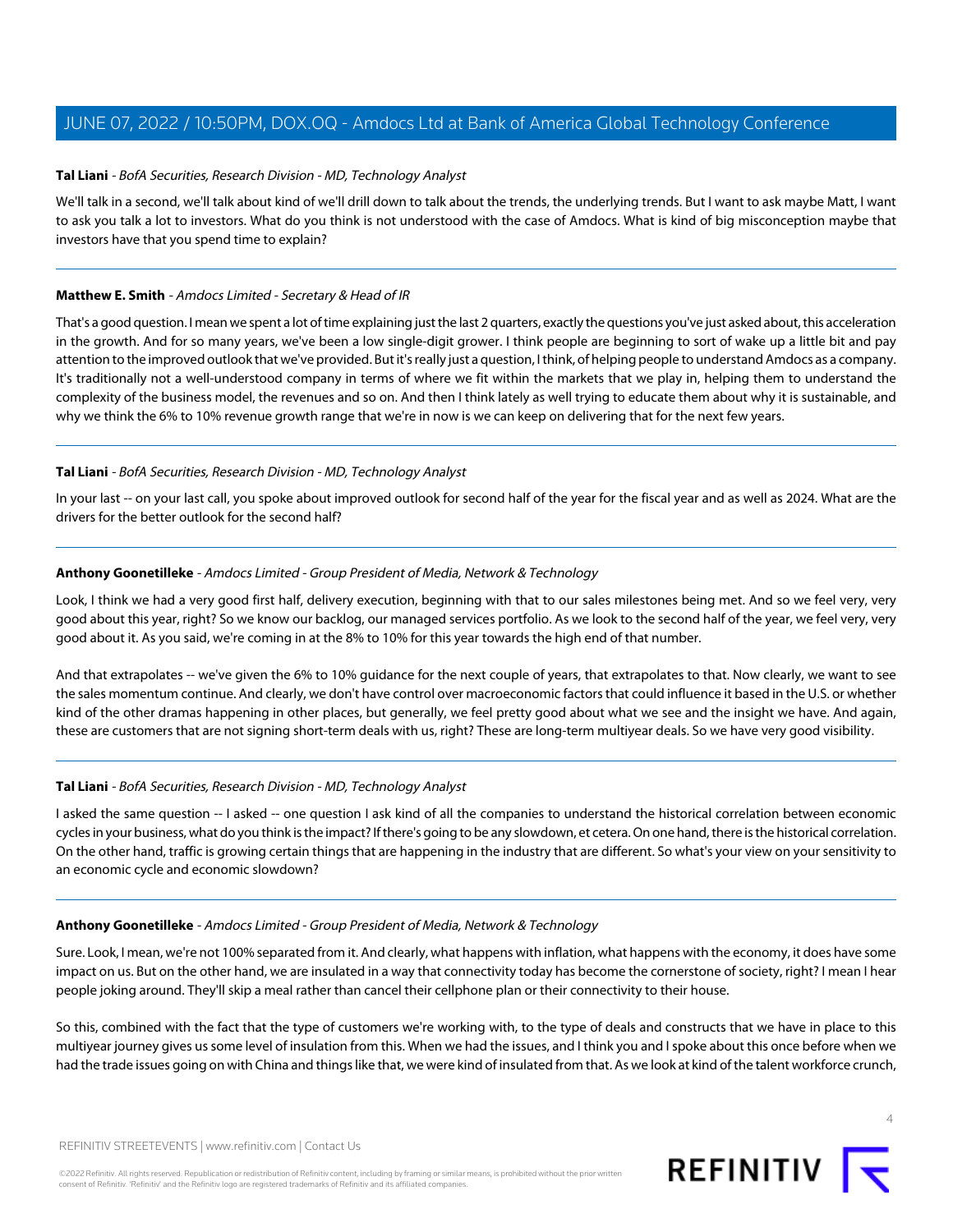**Tal Liani** - *BofA Securities, Research Division - MD, Technology Analyst*

We'll talk in a second, we'll talk about kind of we'll drill down to talk about the trends, the underlying trends. But I want to ask maybe Matt, I want to ask you talk a lot to investors. What do you think is not understood with the case of Amdocs. What is kind of big misconception maybe that investors have that you spend time to explain?

---

**Matthew E. Smith** - *Amdocs Limited - Secretary & Head of IR*

That's a good question. I mean we spent a lot of time explaining just the last 2 quarters, exactly the questions you've just asked about, this acceleration in the growth. And for so many years, we've been a low single-digit grower. I think people are beginning to sort of wake up a little bit and pay attention to the improved outlook that we've provided. But it's really just a question, I think, of helping people to understand Amdocs as a company. It's traditionally not a well-understood company in terms of where we fit within the markets that we play in, helping them to understand the complexity of the business model, the revenues and so on. And then I think lately as well trying to educate them about why it is sustainable, and why we think the 6% to 10% revenue growth range that we're in now is we can keep on delivering that for the next few years.

---

**Tal Liani** - *BofA Securities, Research Division - MD, Technology Analyst*

In your last -- on your last call, you spoke about improved outlook for second half of the year for the fiscal year and as well as 2024. What are the drivers for the better outlook for the second half?

---

**Anthony Goonetilleke** - *Amdocs Limited - Group President of Media, Network & Technology*

Look, I think we had a very good first half, delivery execution, beginning with that to our sales milestones being met. And so we feel very, very good about this year, right? So we know our backlog, our managed services portfolio. As we look to the second half of the year, we feel very, very good about it. As you said, we're coming in at the 8% to 10% for this year towards the high end of that number.

And that extrapolates -- we've given the 6% to 10% guidance for the next couple of years, that extrapolates to that. Now clearly, we want to see the sales momentum continue. And clearly, we don't have control over macroeconomic factors that could influence it based in the U.S. or whether kind of the other dramas happening in other places, but generally, we feel pretty good about what we see and the insight we have. And again, these are customers that are not signing short-term deals with us, right? These are long-term multiyear deals. So we have very good visibility.

---

**Tal Liani** - *BofA Securities, Research Division - MD, Technology Analyst*

I asked the same question -- I asked -- one question I ask kind of all the companies to understand the historical correlation between economic cycles in your business, what do you think is the impact? If there's going to be any slowdown, et cetera. On one hand, there is the historical correlation. On the other hand, traffic is growing certain things that are happening in the industry that are different. So what's your view on your sensitivity to an economic cycle and economic slowdown?

---

**Anthony Goonetilleke** - *Amdocs Limited - Group President of Media, Network & Technology*

Sure. Look, I mean, we're not 100% separated from it. And clearly, what happens with inflation, what happens with the economy, it does have some impact on us. But on the other hand, we are insulated in a way that connectivity today has become the cornerstone of society, right? I mean I hear people joking around. They'll skip a meal rather than cancel their cellphone plan or their connectivity to their house.

So this, combined with the fact that the type of customers we're working with, to the type of deals and constructs that we have in place to this multiyear journey gives us some level of insulation from this. When we had the issues, and I think you and I spoke about this once before when we had the trade issues going on with China and things like that, we were kind of insulated from that. As we look at kind of the talent workforce crunch,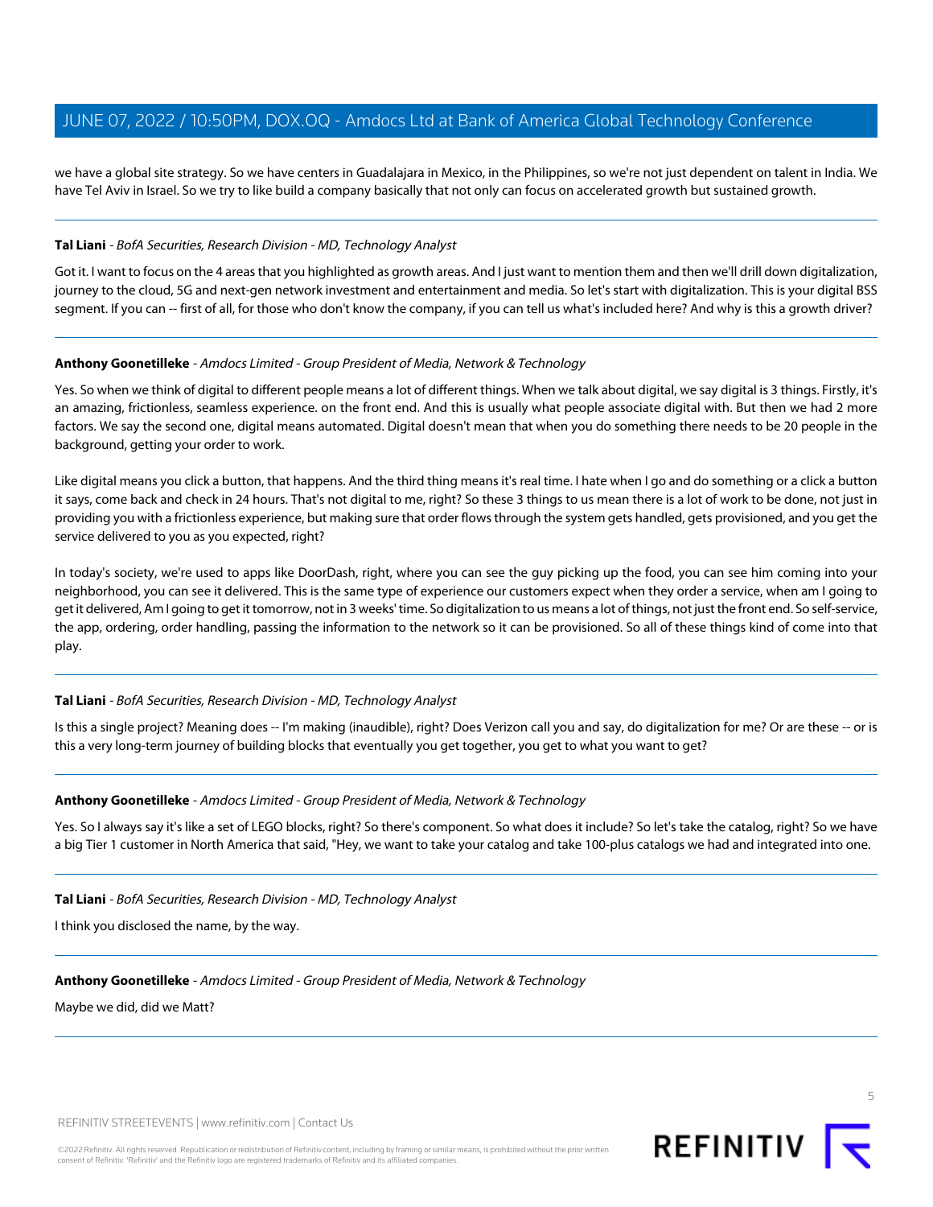we have a global site strategy. So we have centers in Guadalajara in Mexico, in the Philippines, so we're not just dependent on talent in India. We have Tel Aviv in Israel. So we try to like build a company basically that not only can focus on accelerated growth but sustained growth.

---

**Tal Liani** - *BofA Securities, Research Division - MD, Technology Analyst*

Got it. I want to focus on the 4 areas that you highlighted as growth areas. And I just want to mention them and then we'll drill down digitalization, journey to the cloud, 5G and next-gen network investment and entertainment and media. So let's start with digitalization. This is your digital BSS segment. If you can -- first of all, for those who don't know the company, if you can tell us what's included here? And why is this a growth driver?

---

**Anthony Goonetilleke** - *Amdocs Limited - Group President of Media, Network & Technology*

Yes. So when we think of digital to different people means a lot of different things. When we talk about digital, we say digital is 3 things. Firstly, it's an amazing, frictionless, seamless experience. on the front end. And this is usually what people associate digital with. But then we had 2 more factors. We say the second one, digital means automated. Digital doesn't mean that when you do something there needs to be 20 people in the background, getting your order to work.

Like digital means you click a button, that happens. And the third thing means it's real time. I hate when I go and do something or a click a button it says, come back and check in 24 hours. That's not digital to me, right? So these 3 things to us mean there is a lot of work to be done, not just in providing you with a frictionless experience, but making sure that order flows through the system gets handled, gets provisioned, and you get the service delivered to you as you expected, right?

In today's society, we're used to apps like DoorDash, right, where you can see the guy picking up the food, you can see him coming into your neighborhood, you can see it delivered. This is the same type of experience our customers expect when they order a service, when am I going to get it delivered, Am I going to get it tomorrow, not in 3 weeks' time. So digitalization to us means a lot of things, not just the front end. So self-service, the app, ordering, order handling, passing the information to the network so it can be provisioned. So all of these things kind of come into that play.

---

**Tal Liani** - *BofA Securities, Research Division - MD, Technology Analyst*

Is this a single project? Meaning does -- I'm making (inaudible), right? Does Verizon call you and say, do digitalization for me? Or are these -- or is this a very long-term journey of building blocks that eventually you get together, you get to what you want to get?

---

**Anthony Goonetilleke** - *Amdocs Limited - Group President of Media, Network & Technology*

Yes. So I always say it's like a set of LEGO blocks, right? So there's component. So what does it include? So let's take the catalog, right? So we have a big Tier 1 customer in North America that said, "Hey, we want to take your catalog and take 100-plus catalogs we had and integrated into one.

---

**Tal Liani** - *BofA Securities, Research Division - MD, Technology Analyst*

I think you disclosed the name, by the way.

---

**Anthony Goonetilleke** - *Amdocs Limited - Group President of Media, Network & Technology*

Maybe we did, did we Matt?

---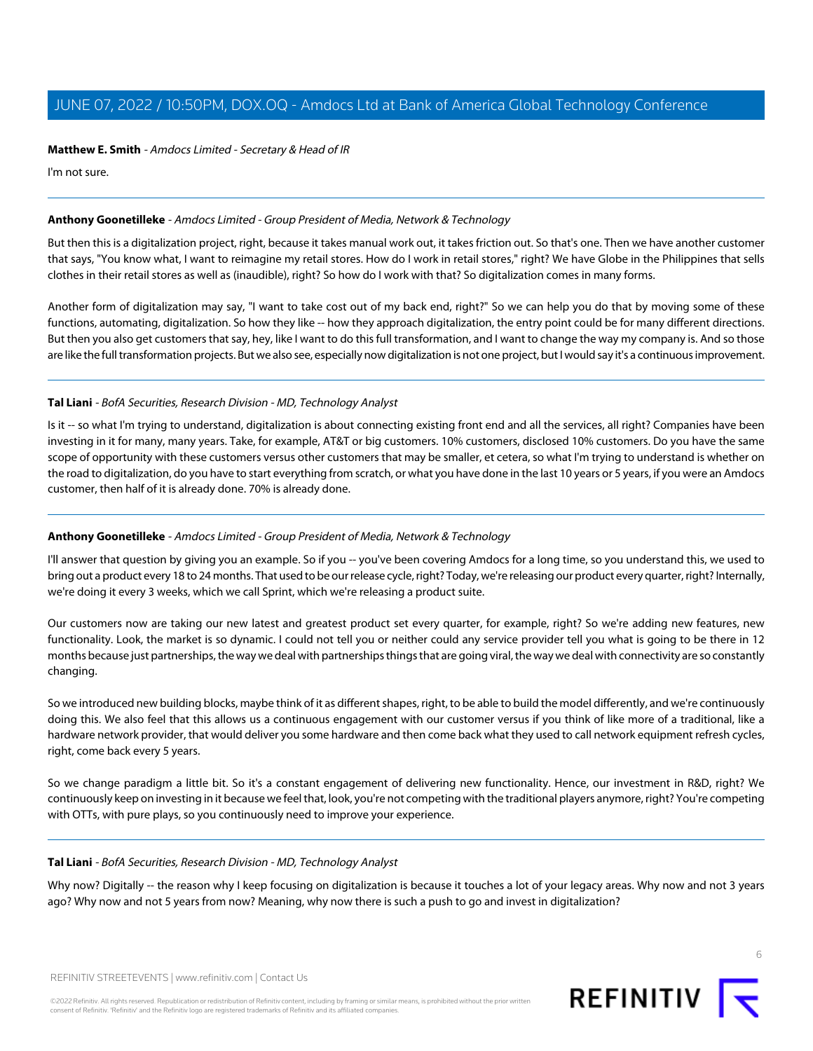**Matthew E. Smith** - *Amdocs Limited - Secretary & Head of IR*

I'm not sure.

---

**Anthony Goonetilleke** - *Amdocs Limited - Group President of Media, Network & Technology*

But then this is a digitalization project, right, because it takes manual work out, it takes friction out. So that's one. Then we have another customer that says, "You know what, I want to reimagine my retail stores. How do I work in retail stores," right? We have Globe in the Philippines that sells clothes in their retail stores as well as (inaudible), right? So how do I work with that? So digitalization comes in many forms.

Another form of digitalization may say, "I want to take cost out of my back end, right?" So we can help you do that by moving some of these functions, automating, digitalization. So how they like -- how they approach digitalization, the entry point could be for many different directions. But then you also get customers that say, hey, like I want to do this full transformation, and I want to change the way my company is. And so those are like the full transformation projects. But we also see, especially now digitalization is not one project, but I would say it's a continuous improvement.

---

**Tal Liani** - *BofA Securities, Research Division - MD, Technology Analyst*

Is it -- so what I'm trying to understand, digitalization is about connecting existing front end and all the services, all right? Companies have been investing in it for many, many years. Take, for example, AT&T or big customers. 10% customers, disclosed 10% customers. Do you have the same scope of opportunity with these customers versus other customers that may be smaller, et cetera, so what I'm trying to understand is whether on the road to digitalization, do you have to start everything from scratch, or what you have done in the last 10 years or 5 years, if you were an Amdocs customer, then half of it is already done. 70% is already done.

---

**Anthony Goonetilleke** - *Amdocs Limited - Group President of Media, Network & Technology*

I'll answer that question by giving you an example. So if you -- you've been covering Amdocs for a long time, so you understand this, we used to bring out a product every 18 to 24 months. That used to be our release cycle, right? Today, we're releasing our product every quarter, right? Internally, we're doing it every 3 weeks, which we call Sprint, which we're releasing a product suite.

Our customers now are taking our new latest and greatest product set every quarter, for example, right? So we're adding new features, new functionality. Look, the market is so dynamic. I could not tell you or neither could any service provider tell you what is going to be there in 12 months because just partnerships, the way we deal with partnerships things that are going viral, the way we deal with connectivity are so constantly changing.

So we introduced new building blocks, maybe think of it as different shapes, right, to be able to build the model differently, and we're continuously doing this. We also feel that this allows us a continuous engagement with our customer versus if you think of like more of a traditional, like a hardware network provider, that would deliver you some hardware and then come back what they used to call network equipment refresh cycles, right, come back every 5 years.

So we change paradigm a little bit. So it's a constant engagement of delivering new functionality. Hence, our investment in R&D, right? We continuously keep on investing in it because we feel that, look, you're not competing with the traditional players anymore, right? You're competing with OTTs, with pure plays, so you continuously need to improve your experience.

---

**Tal Liani** - *BofA Securities, Research Division - MD, Technology Analyst*

Why now? Digitally -- the reason why I keep focusing on digitalization is because it touches a lot of your legacy areas. Why now and not 3 years ago? Why now and not 5 years from now? Meaning, why now there is such a push to go and invest in digitalization?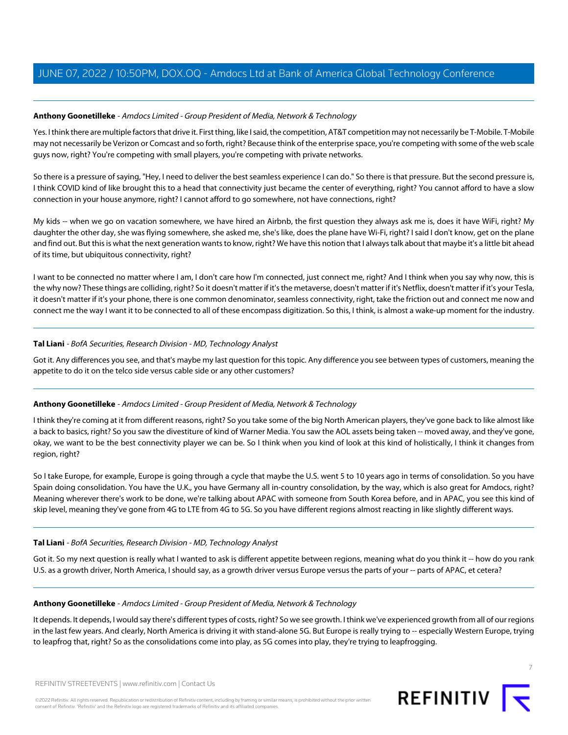**Anthony Goonetilleke** - *Amdocs Limited - Group President of Media, Network & Technology*

Yes. I think there are multiple factors that drive it. First thing, like I said, the competition, AT&T competition may not necessarily be T-Mobile. T-Mobile may not necessarily be Verizon or Comcast and so forth, right? Because think of the enterprise space, you're competing with some of the web scale guys now, right? You're competing with small players, you're competing with private networks.

So there is a pressure of saying, "Hey, I need to deliver the best seamless experience I can do." So there is that pressure. But the second pressure is, I think COVID kind of like brought this to a head that connectivity just became the center of everything, right? You cannot afford to have a slow connection in your house anymore, right? I cannot afford to go somewhere, not have connections, right?

My kids -- when we go on vacation somewhere, we have hired an Airbnb, the first question they always ask me is, does it have WiFi, right? My daughter the other day, she was flying somewhere, she asked me, she's like, does the plane have Wi-Fi, right? I said I don't know, get on the plane and find out. But this is what the next generation wants to know, right? We have this notion that I always talk about that maybe it's a little bit ahead of its time, but ubiquitous connectivity, right?

I want to be connected no matter where I am, I don't care how I'm connected, just connect me, right? And I think when you say why now, this is the why now? These things are colliding, right? So it doesn't matter if it's the metaverse, doesn't matter if it's Netflix, doesn't matter if it's your Tesla, it doesn't matter if it's your phone, there is one common denominator, seamless connectivity, right, take the friction out and connect me now and connect me the way I want it to be connected to all of these encompass digitization. So this, I think, is almost a wake-up moment for the industry.

---

**Tal Liani** - *BofA Securities, Research Division - MD, Technology Analyst*

Got it. Any differences you see, and that's maybe my last question for this topic. Any difference you see between types of customers, meaning the appetite to do it on the telco side versus cable side or any other customers?

---

**Anthony Goonetilleke** - *Amdocs Limited - Group President of Media, Network & Technology*

I think they're coming at it from different reasons, right? So you take some of the big North American players, they've gone back to like almost like a back to basics, right? So you saw the divestiture of kind of Warner Media. You saw the AOL assets being taken -- moved away, and they've gone, okay, we want to be the best connectivity player we can be. So I think when you kind of look at this kind of holistically, I think it changes from region, right?

So I take Europe, for example, Europe is going through a cycle that maybe the U.S. went 5 to 10 years ago in terms of consolidation. So you have Spain doing consolidation. You have the U.K., you have Germany all in-country consolidation, by the way, which is also great for Amdocs, right? Meaning wherever there's work to be done, we're talking about APAC with someone from South Korea before, and in APAC, you see this kind of skip level, meaning they've gone from 4G to LTE from 4G to 5G. So you have different regions almost reacting in like slightly different ways.

---

**Tal Liani** - *BofA Securities, Research Division - MD, Technology Analyst*

Got it. So my next question is really what I wanted to ask is different appetite between regions, meaning what do you think it -- how do you rank U.S. as a growth driver, North America, I should say, as a growth driver versus Europe versus the parts of your -- parts of APAC, et cetera?

---

**Anthony Goonetilleke** - *Amdocs Limited - Group President of Media, Network & Technology*

It depends. It depends, I would say there's different types of costs, right? So we see growth. I think we've experienced growth from all of our regions in the last few years. And clearly, North America is driving it with stand-alone 5G. But Europe is really trying to -- especially Western Europe, trying to leapfrog that, right? So as the consolidations come into play, as 5G comes into play, they're trying to leapfrogging.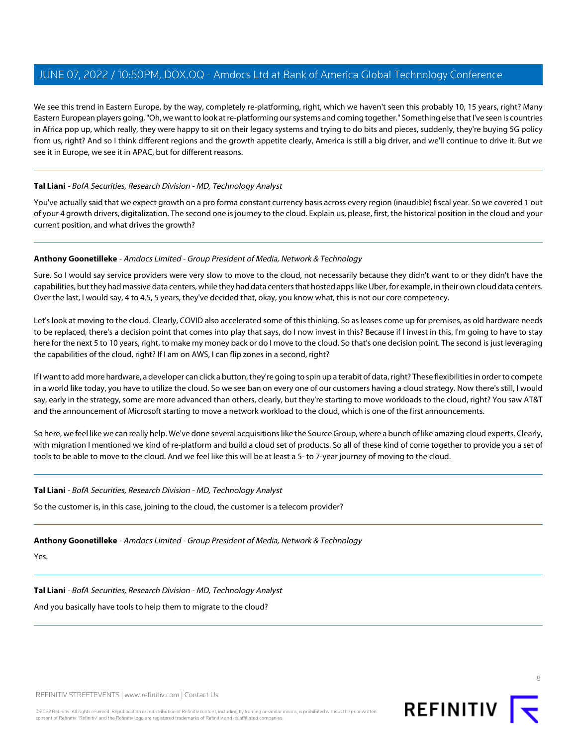We see this trend in Eastern Europe, by the way, completely re-platforming, right, which we haven't seen this probably 10, 15 years, right? Many Eastern European players going, "Oh, we want to look at re-platforming our systems and coming together." Something else that I've seen is countries in Africa pop up, which really, they were happy to sit on their legacy systems and trying to do bits and pieces, suddenly, they're buying 5G policy from us, right? And so I think different regions and the growth appetite clearly, America is still a big driver, and we'll continue to drive it. But we see it in Europe, we see it in APAC, but for different reasons.

---

**Tal Liani** - *BofA Securities, Research Division - MD, Technology Analyst*

You've actually said that we expect growth on a pro forma constant currency basis across every region (inaudible) fiscal year. So we covered 1 out of your 4 growth drivers, digitalization. The second one is journey to the cloud. Explain us, please, first, the historical position in the cloud and your current position, and what drives the growth?

---

**Anthony Goonetilleke** - *Amdocs Limited - Group President of Media, Network & Technology*

Sure. So I would say service providers were very slow to move to the cloud, not necessarily because they didn't want to or they didn't have the capabilities, but they had massive data centers, while they had data centers that hosted apps like Uber, for example, in their own cloud data centers. Over the last, I would say, 4 to 4.5, 5 years, they've decided that, okay, you know what, this is not our core competency.

Let's look at moving to the cloud. Clearly, COVID also accelerated some of this thinking. So as leases come up for premises, as old hardware needs to be replaced, there's a decision point that comes into play that says, do I now invest in this? Because if I invest in this, I'm going to have to stay here for the next 5 to 10 years, right, to make my money back or do I move to the cloud. So that's one decision point. The second is just leveraging the capabilities of the cloud, right? If I am on AWS, I can flip zones in a second, right?

If I want to add more hardware, a developer can click a button, they're going to spin up a terabit of data, right? These flexibilities in order to compete in a world like today, you have to utilize the cloud. So we see ban on every one of our customers having a cloud strategy. Now there's still, I would say, early in the strategy, some are more advanced than others, clearly, but they're starting to move workloads to the cloud, right? You saw AT&T and the announcement of Microsoft starting to move a network workload to the cloud, which is one of the first announcements.

So here, we feel like we can really help. We've done several acquisitions like the Source Group, where a bunch of like amazing cloud experts. Clearly, with migration I mentioned we kind of re-platform and build a cloud set of products. So all of these kind of come together to provide you a set of tools to be able to move to the cloud. And we feel like this will be at least a 5- to 7-year journey of moving to the cloud.

---

**Tal Liani** - *BofA Securities, Research Division - MD, Technology Analyst*

So the customer is, in this case, joining to the cloud, the customer is a telecom provider?

---

**Anthony Goonetilleke** - *Amdocs Limited - Group President of Media, Network & Technology*

Yes.

---

**Tal Liani** - *BofA Securities, Research Division - MD, Technology Analyst*

And you basically have tools to help them to migrate to the cloud?

---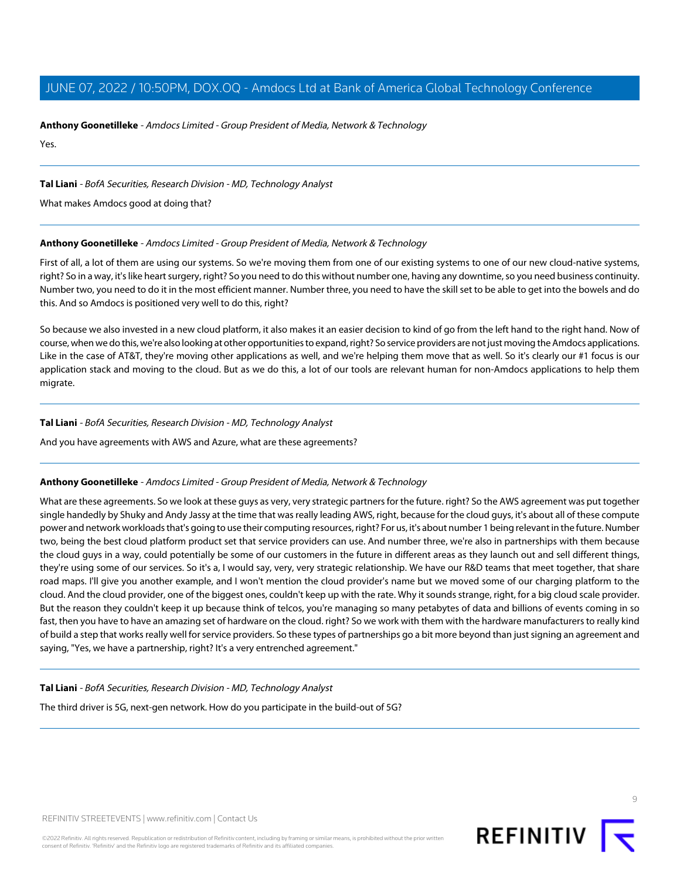**Anthony Goonetilleke** - *Amdocs Limited - Group President of Media, Network & Technology*

Yes.

---

**Tal Liani** - *BofA Securities, Research Division - MD, Technology Analyst*

What makes Amdocs good at doing that?

---

**Anthony Goonetilleke** - *Amdocs Limited - Group President of Media, Network & Technology*

First of all, a lot of them are using our systems. So we're moving them from one of our existing systems to one of our new cloud-native systems, right? So in a way, it's like heart surgery, right? So you need to do this without number one, having any downtime, so you need business continuity. Number two, you need to do it in the most efficient manner. Number three, you need to have the skill set to be able to get into the bowels and do this. And so Amdocs is positioned very well to do this, right?

So because we also invested in a new cloud platform, it also makes it an easier decision to kind of go from the left hand to the right hand. Now of course, when we do this, we're also looking at other opportunities to expand, right? So service providers are not just moving the Amdocs applications. Like in the case of AT&T, they're moving other applications as well, and we're helping them move that as well. So it's clearly our #1 focus is our application stack and moving to the cloud. But as we do this, a lot of our tools are relevant human for non-Amdocs applications to help them migrate.

---

**Tal Liani** - *BofA Securities, Research Division - MD, Technology Analyst*

And you have agreements with AWS and Azure, what are these agreements?

---

**Anthony Goonetilleke** - *Amdocs Limited - Group President of Media, Network & Technology*

What are these agreements. So we look at these guys as very, very strategic partners for the future. right? So the AWS agreement was put together single handedly by Shuky and Andy Jassy at the time that was really leading AWS, right, because for the cloud guys, it's about all of these compute power and network workloads that's going to use their computing resources, right? For us, it's about number 1 being relevant in the future. Number two, being the best cloud platform product set that service providers can use. And number three, we're also in partnerships with them because the cloud guys in a way, could potentially be some of our customers in the future in different areas as they launch out and sell different things, they're using some of our services. So it's a, I would say, very, very strategic relationship. We have our R&D teams that meet together, that share road maps. I'll give you another example, and I won't mention the cloud provider's name but we moved some of our charging platform to the cloud. And the cloud provider, one of the biggest ones, couldn't keep up with the rate. Why it sounds strange, right, for a big cloud scale provider. But the reason they couldn't keep it up because think of telcos, you're managing so many petabytes of data and billions of events coming in so fast, then you have to have an amazing set of hardware on the cloud. right? So we work with them with the hardware manufacturers to really kind of build a step that works really well for service providers. So these types of partnerships go a bit more beyond than just signing an agreement and saying, "Yes, we have a partnership, right? It's a very entrenched agreement."

---

**Tal Liani** - *BofA Securities, Research Division - MD, Technology Analyst*

The third driver is 5G, next-gen network. How do you participate in the build-out of 5G?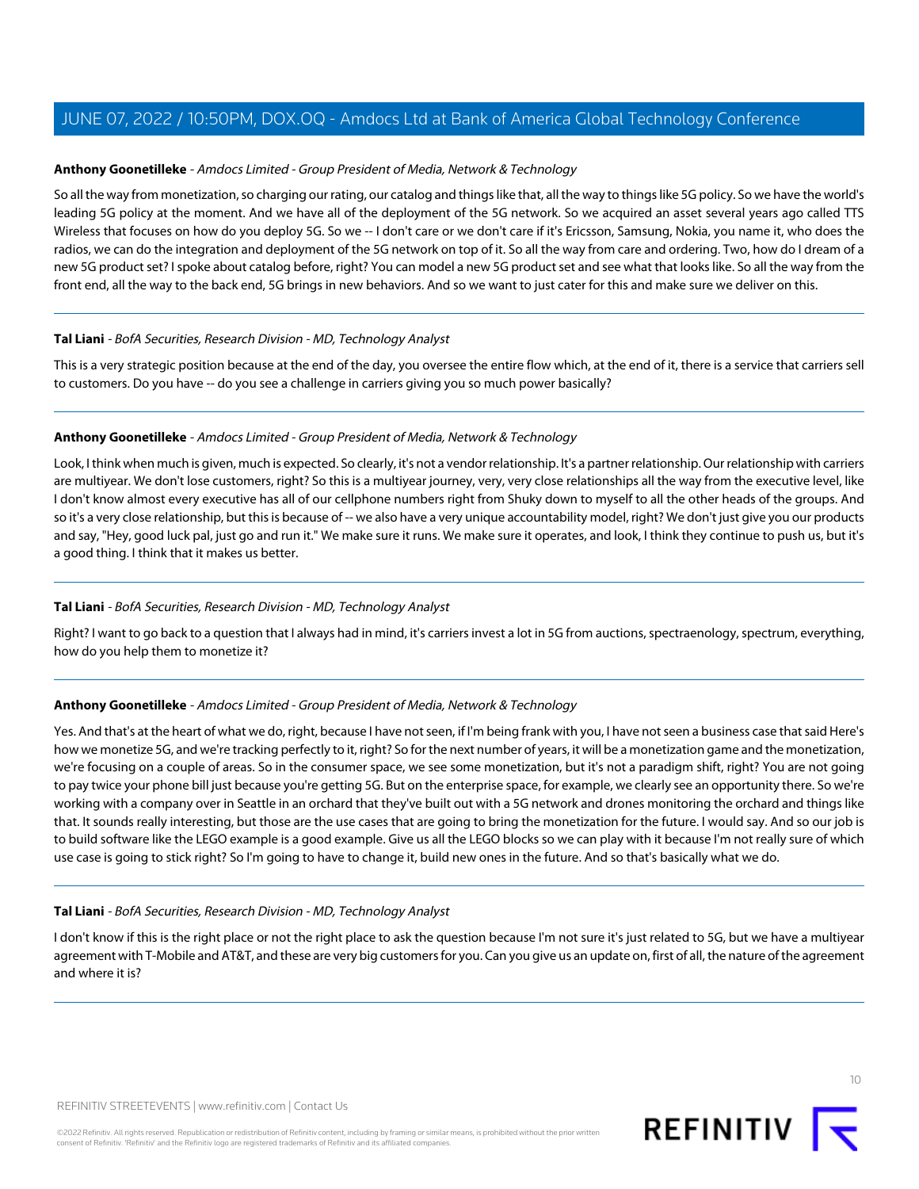**Anthony Goonetilleke** - *Amdocs Limited - Group President of Media, Network & Technology*

So all the way from monetization, so charging our rating, our catalog and things like that, all the way to things like 5G policy. So we have the world's leading 5G policy at the moment. And we have all of the deployment of the 5G network. So we acquired an asset several years ago called TTS Wireless that focuses on how do you deploy 5G. So we -- I don't care or we don't care if it's Ericsson, Samsung, Nokia, you name it, who does the radios, we can do the integration and deployment of the 5G network on top of it. So all the way from care and ordering. Two, how do I dream of a new 5G product set? I spoke about catalog before, right? You can model a new 5G product set and see what that looks like. So all the way from the front end, all the way to the back end, 5G brings in new behaviors. And so we want to just cater for this and make sure we deliver on this.

---

**Tal Liani** - *BofA Securities, Research Division - MD, Technology Analyst*

This is a very strategic position because at the end of the day, you oversee the entire flow which, at the end of it, there is a service that carriers sell to customers. Do you have -- do you see a challenge in carriers giving you so much power basically?

---

**Anthony Goonetilleke** - *Amdocs Limited - Group President of Media, Network & Technology*

Look, I think when much is given, much is expected. So clearly, it's not a vendor relationship. It's a partner relationship. Our relationship with carriers are multiyear. We don't lose customers, right? So this is a multiyear journey, very, very close relationships all the way from the executive level, like I don't know almost every executive has all of our cellphone numbers right from Shuky down to myself to all the other heads of the groups. And so it's a very close relationship, but this is because of -- we also have a very unique accountability model, right? We don't just give you our products and say, "Hey, good luck pal, just go and run it." We make sure it runs. We make sure it operates, and look, I think they continue to push us, but it's a good thing. I think that it makes us better.

---

**Tal Liani** - *BofA Securities, Research Division - MD, Technology Analyst*

Right? I want to go back to a question that I always had in mind, it's carriers invest a lot in 5G from auctions, spectraenology, spectrum, everything, how do you help them to monetize it?

---

**Anthony Goonetilleke** - *Amdocs Limited - Group President of Media, Network & Technology*

Yes. And that's at the heart of what we do, right, because I have not seen, if I'm being frank with you, I have not seen a business case that said Here's how we monetize 5G, and we're tracking perfectly to it, right? So for the next number of years, it will be a monetization game and the monetization, we're focusing on a couple of areas. So in the consumer space, we see some monetization, but it's not a paradigm shift, right? You are not going to pay twice your phone bill just because you're getting 5G. But on the enterprise space, for example, we clearly see an opportunity there. So we're working with a company over in Seattle in an orchard that they've built out with a 5G network and drones monitoring the orchard and things like that. It sounds really interesting, but those are the use cases that are going to bring the monetization for the future. I would say. And so our job is to build software like the LEGO example is a good example. Give us all the LEGO blocks so we can play with it because I'm not really sure of which use case is going to stick right? So I'm going to have to change it, build new ones in the future. And so that's basically what we do.

---

**Tal Liani** - *BofA Securities, Research Division - MD, Technology Analyst*

I don't know if this is the right place or not the right place to ask the question because I'm not sure it's just related to 5G, but we have a multiyear agreement with T-Mobile and AT&T, and these are very big customers for you. Can you give us an update on, first of all, the nature of the agreement and where it is?

---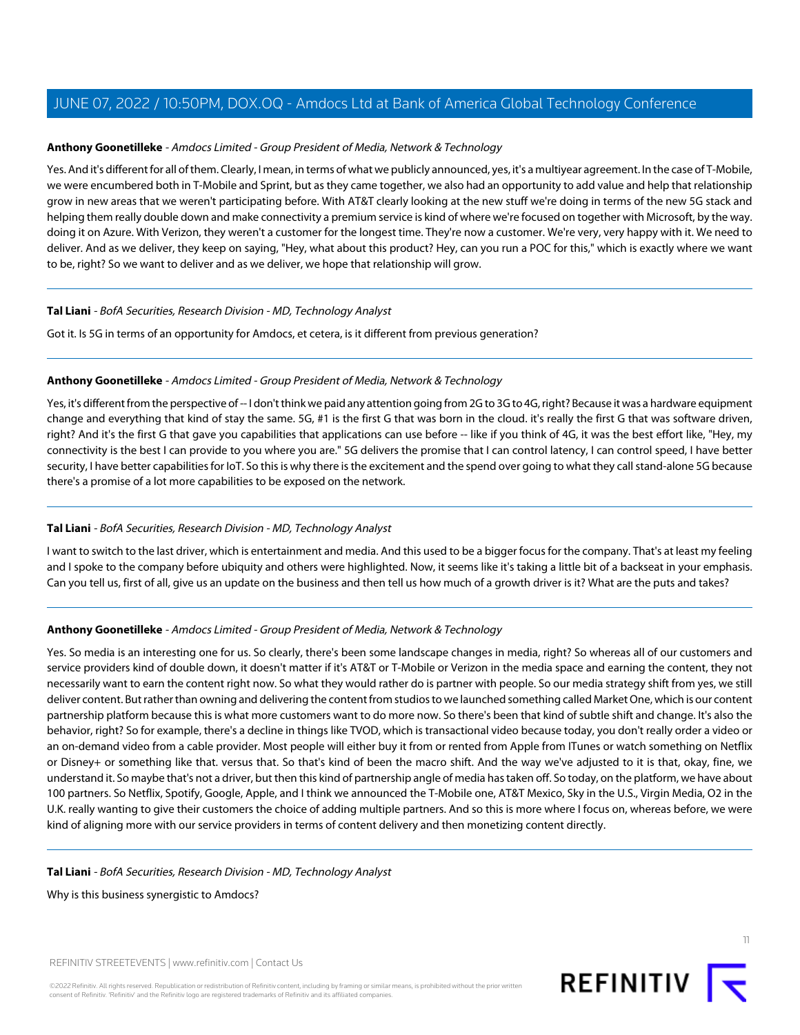**Anthony Goonetilleke** - *Amdocs Limited - Group President of Media, Network & Technology*

Yes. And it's different for all of them. Clearly, I mean, in terms of what we publicly announced, yes, it's a multiyear agreement. In the case of T-Mobile, we were encumbered both in T-Mobile and Sprint, but as they came together, we also had an opportunity to add value and help that relationship grow in new areas that we weren't participating before. With AT&T clearly looking at the new stuff we're doing in terms of the new 5G stack and helping them really double down and make connectivity a premium service is kind of where we're focused on together with Microsoft, by the way. doing it on Azure. With Verizon, they weren't a customer for the longest time. They're now a customer. We're very, very happy with it. We need to deliver. And as we deliver, they keep on saying, "Hey, what about this product? Hey, can you run a POC for this," which is exactly where we want to be, right? So we want to deliver and as we deliver, we hope that relationship will grow.

---

**Tal Liani** - *BofA Securities, Research Division - MD, Technology Analyst*

Got it. Is 5G in terms of an opportunity for Amdocs, et cetera, is it different from previous generation?

---

**Anthony Goonetilleke** - *Amdocs Limited - Group President of Media, Network & Technology*

Yes, it's different from the perspective of -- I don't think we paid any attention going from 2G to 3G to 4G, right? Because it was a hardware equipment change and everything that kind of stay the same. 5G, #1 is the first G that was born in the cloud. it's really the first G that was software driven, right? And it's the first G that gave you capabilities that applications can use before -- like if you think of 4G, it was the best effort like, "Hey, my connectivity is the best I can provide to you where you are." 5G delivers the promise that I can control latency, I can control speed, I have better security, I have better capabilities for IoT. So this is why there is the excitement and the spend over going to what they call stand-alone 5G because there's a promise of a lot more capabilities to be exposed on the network.

---

**Tal Liani** - *BofA Securities, Research Division - MD, Technology Analyst*

I want to switch to the last driver, which is entertainment and media. And this used to be a bigger focus for the company. That's at least my feeling and I spoke to the company before ubiquity and others were highlighted. Now, it seems like it's taking a little bit of a backseat in your emphasis. Can you tell us, first of all, give us an update on the business and then tell us how much of a growth driver is it? What are the puts and takes?

---

**Anthony Goonetilleke** - *Amdocs Limited - Group President of Media, Network & Technology*

Yes. So media is an interesting one for us. So clearly, there's been some landscape changes in media, right? So whereas all of our customers and service providers kind of double down, it doesn't matter if it's AT&T or T-Mobile or Verizon in the media space and earning the content, they not necessarily want to earn the content right now. So what they would rather do is partner with people. So our media strategy shift from yes, we still deliver content. But rather than owning and delivering the content from studios to we launched something called Market One, which is our content partnership platform because this is what more customers want to do more now. So there's been that kind of subtle shift and change. It's also the behavior, right? So for example, there's a decline in things like TVOD, which is transactional video because today, you don't really order a video or an on-demand video from a cable provider. Most people will either buy it from or rented from Apple from ITunes or watch something on Netflix or Disney+ or something like that. versus that. So that's kind of been the macro shift. And the way we've adjusted to it is that, okay, fine, we understand it. So maybe that's not a driver, but then this kind of partnership angle of media has taken off. So today, on the platform, we have about 100 partners. So Netflix, Spotify, Google, Apple, and I think we announced the T-Mobile one, AT&T Mexico, Sky in the U.S., Virgin Media, O2 in the U.K. really wanting to give their customers the choice of adding multiple partners. And so this is more where I focus on, whereas before, we were kind of aligning more with our service providers in terms of content delivery and then monetizing content directly.

---

**Tal Liani** - *BofA Securities, Research Division - MD, Technology Analyst*

Why is this business synergistic to Amdocs?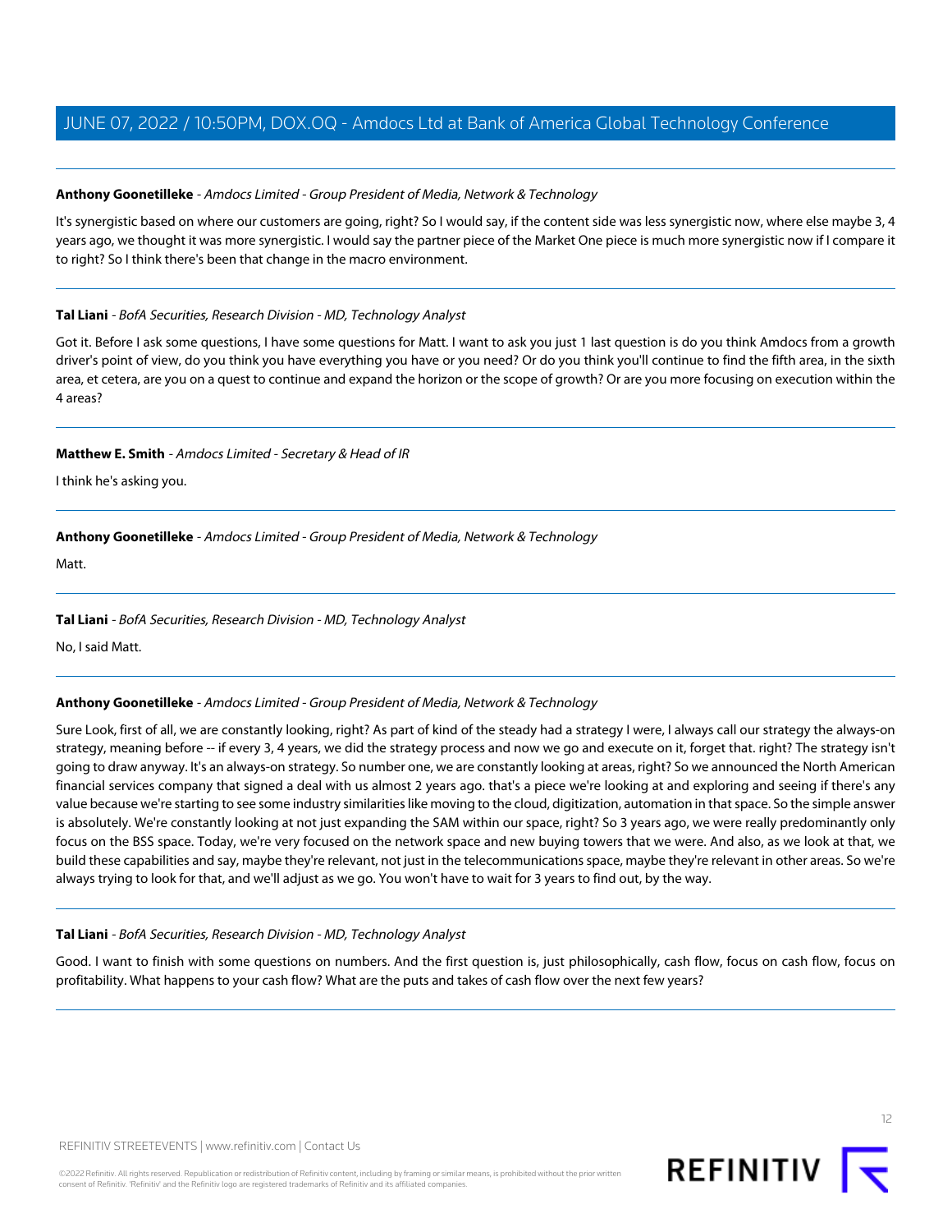**Anthony Goonetilleke** - *Amdocs Limited - Group President of Media, Network & Technology*

It's synergistic based on where our customers are going, right? So I would say, if the content side was less synergistic now, where else maybe 3, 4 years ago, we thought it was more synergistic. I would say the partner piece of the Market One piece is much more synergistic now if I compare it to right? So I think there's been that change in the macro environment.

---

**Tal Liani** - *BofA Securities, Research Division - MD, Technology Analyst*

Got it. Before I ask some questions, I have some questions for Matt. I want to ask you just 1 last question is do you think Amdocs from a growth driver's point of view, do you think you have everything you have or you need? Or do you think you'll continue to find the fifth area, in the sixth area, et cetera, are you on a quest to continue and expand the horizon or the scope of growth? Or are you more focusing on execution within the 4 areas?

---

**Matthew E. Smith** - *Amdocs Limited - Secretary & Head of IR*

I think he's asking you.

---

**Anthony Goonetilleke** - *Amdocs Limited - Group President of Media, Network & Technology*

Matt.

---

**Tal Liani** - *BofA Securities, Research Division - MD, Technology Analyst*

No, I said Matt.

---

**Anthony Goonetilleke** - *Amdocs Limited - Group President of Media, Network & Technology*

Sure Look, first of all, we are constantly looking, right? As part of kind of the steady had a strategy I were, I always call our strategy the always-on strategy, meaning before -- if every 3, 4 years, we did the strategy process and now we go and execute on it, forget that. right? The strategy isn't going to draw anyway. It's an always-on strategy. So number one, we are constantly looking at areas, right? So we announced the North American financial services company that signed a deal with us almost 2 years ago. that's a piece we're looking at and exploring and seeing if there's any value because we're starting to see some industry similarities like moving to the cloud, digitization, automation in that space. So the simple answer is absolutely. We're constantly looking at not just expanding the SAM within our space, right? So 3 years ago, we were really predominantly only focus on the BSS space. Today, we're very focused on the network space and new buying towers that we were. And also, as we look at that, we build these capabilities and say, maybe they're relevant, not just in the telecommunications space, maybe they're relevant in other areas. So we're always trying to look for that, and we'll adjust as we go. You won't have to wait for 3 years to find out, by the way.

---

**Tal Liani** - *BofA Securities, Research Division - MD, Technology Analyst*

Good. I want to finish with some questions on numbers. And the first question is, just philosophically, cash flow, focus on cash flow, focus on profitability. What happens to your cash flow? What are the puts and takes of cash flow over the next few years?

---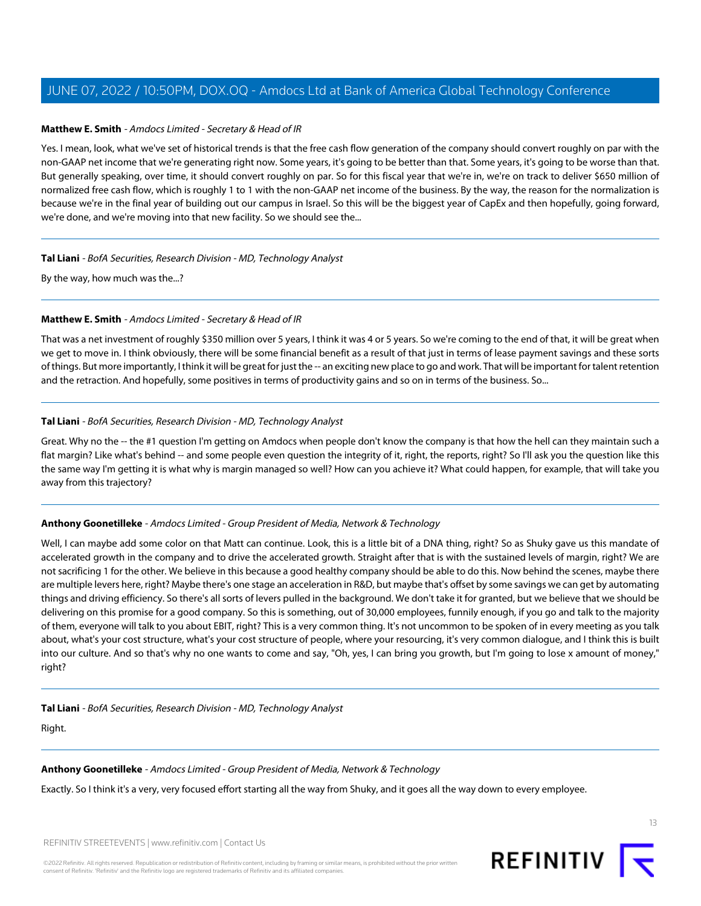**Matthew E. Smith** - *Amdocs Limited - Secretary & Head of IR*

Yes. I mean, look, what we've set of historical trends is that the free cash flow generation of the company should convert roughly on par with the non-GAAP net income that we're generating right now. Some years, it's going to be better than that. Some years, it's going to be worse than that. But generally speaking, over time, it should convert roughly on par. So for this fiscal year that we're in, we're on track to deliver $650 million of normalized free cash flow, which is roughly 1 to 1 with the non-GAAP net income of the business. By the way, the reason for the normalization is because we're in the final year of building out our campus in Israel. So this will be the biggest year of CapEx and then hopefully, going forward, we're done, and we're moving into that new facility. So we should see the...

---

**Tal Liani** - *BofA Securities, Research Division - MD, Technology Analyst*

By the way, how much was the...?

---

**Matthew E. Smith** - *Amdocs Limited - Secretary & Head of IR*

That was a net investment of roughly $350 million over 5 years, I think it was 4 or 5 years. So we're coming to the end of that, it will be great when we get to move in. I think obviously, there will be some financial benefit as a result of that just in terms of lease payment savings and these sorts of things. But more importantly, I think it will be great for just the -- an exciting new place to go and work. That will be important for talent retention and the retraction. And hopefully, some positives in terms of productivity gains and so on in terms of the business. So...

---

**Tal Liani** - *BofA Securities, Research Division - MD, Technology Analyst*

Great. Why no the -- the #1 question I'm getting on Amdocs when people don't know the company is that how the hell can they maintain such a flat margin? Like what's behind -- and some people even question the integrity of it, right, the reports, right? So I'll ask you the question like this the same way I'm getting it is what why is margin managed so well? How can you achieve it? What could happen, for example, that will take you away from this trajectory?

---

**Anthony Goonetilleke** - *Amdocs Limited - Group President of Media, Network & Technology*

Well, I can maybe add some color on that Matt can continue. Look, this is a little bit of a DNA thing, right? So as Shuky gave us this mandate of accelerated growth in the company and to drive the accelerated growth. Straight after that is with the sustained levels of margin, right? We are not sacrificing 1 for the other. We believe in this because a good healthy company should be able to do this. Now behind the scenes, maybe there are multiple levers here, right? Maybe there's one stage an acceleration in R&D, but maybe that's offset by some savings we can get by automating things and driving efficiency. So there's all sorts of levers pulled in the background. We don't take it for granted, but we believe that we should be delivering on this promise for a good company. So this is something, out of 30,000 employees, funnily enough, if you go and talk to the majority of them, everyone will talk to you about EBIT, right? This is a very common thing. It's not uncommon to be spoken of in every meeting as you talk about, what's your cost structure, what's your cost structure of people, where your resourcing, it's very common dialogue, and I think this is built into our culture. And so that's why no one wants to come and say, "Oh, yes, I can bring you growth, but I'm going to lose x amount of money," right?

---

**Tal Liani** - *BofA Securities, Research Division - MD, Technology Analyst*

Right.

---

**Anthony Goonetilleke** - *Amdocs Limited - Group President of Media, Network & Technology*

Exactly. So I think it's a very, very focused effort starting all the way from Shuky, and it goes all the way down to every employee.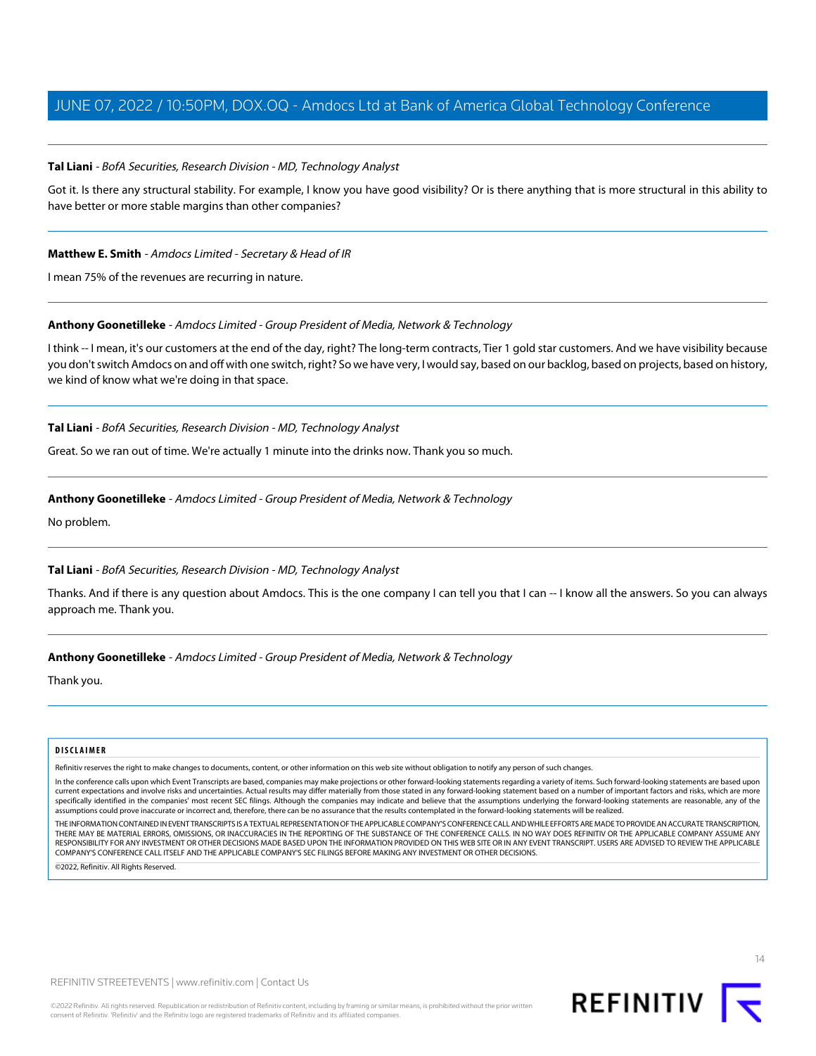**Tal Liani** - *BofA Securities, Research Division - MD, Technology Analyst*

Got it. Is there any structural stability. For example, I know you have good visibility? Or is there anything that is more structural in this ability to have better or more stable margins than other companies?

---

**Matthew E. Smith** - *Amdocs Limited - Secretary & Head of IR*

I mean 75% of the revenues are recurring in nature.

---

**Anthony Goonetilleke** - *Amdocs Limited - Group President of Media, Network & Technology*

I think -- I mean, it's our customers at the end of the day, right? The long-term contracts, Tier 1 gold star customers. And we have visibility because you don't switch Amdocs on and off with one switch, right? So we have very, I would say, based on our backlog, based on projects, based on history, we kind of know what we're doing in that space.

---

**Tal Liani** - *BofA Securities, Research Division - MD, Technology Analyst*

Great. So we ran out of time. We're actually 1 minute into the drinks now. Thank you so much.

---

**Anthony Goonetilleke** - *Amdocs Limited - Group President of Media, Network & Technology*

No problem.

---

**Tal Liani** - *BofA Securities, Research Division - MD, Technology Analyst*

Thanks. And if there is any question about Amdocs. This is the one company I can tell you that I can -- I know all the answers. So you can always approach me. Thank you.

---

**Anthony Goonetilleke** - *Amdocs Limited - Group President of Media, Network & Technology*

Thank you.

---

**DISCLAIMER**

Refinitiv reserves the right to make changes to documents, content, or other information on this web site without obligation to notify any person of such changes.

In the conference calls upon which Event Transcripts are based, companies may make projections or other forward-looking statements regarding a variety of items. Such forward-looking statements are based upon current expectations and involve risks and uncertainties. Actual results may differ materially from those stated in any forward-looking statement based on a number of important factors and risks, which are more specifically identified in the companies' most recent SEC filings. Although the companies may indicate and believe that the assumptions underlying the forward-looking statements are reasonable, any of the assumptions could prove inaccurate or incorrect and, therefore, there can be no assurance that the results contemplated in the forward-looking statements will be realized.

THE INFORMATION CONTAINED IN EVENT TRANSCRIPTS IS A TEXTUAL REPRESENTATION OF THE APPLICABLE COMPANY'S CONFERENCE CALL AND WHILE EFFORTS ARE MADE TO PROVIDE AN ACCURATE TRANSCRIPTION, THERE MAY BE MATERIAL ERRORS, OMISSIONS, OR INACCURACIES IN THE REPORTING OF THE SUBSTANCE OF THE CONFERENCE CALLS. IN NO WAY DOES REFINITIV OR THE APPLICABLE COMPANY ASSUME ANY RESPONSIBILITY FOR ANY INVESTMENT OR OTHER DECISIONS MADE BASED UPON THE INFORMATION PROVIDED ON THIS WEB SITE OR IN ANY EVENT TRANSCRIPT. USERS ARE ADVISED TO REVIEW THE APPLICABLE COMPANY'S CONFERENCE CALL ITSELF AND THE APPLICABLE COMPANY'S SEC FILINGS BEFORE MAKING ANY INVESTMENT OR OTHER DECISIONS.

©2022, Refinitiv. All Rights Reserved.